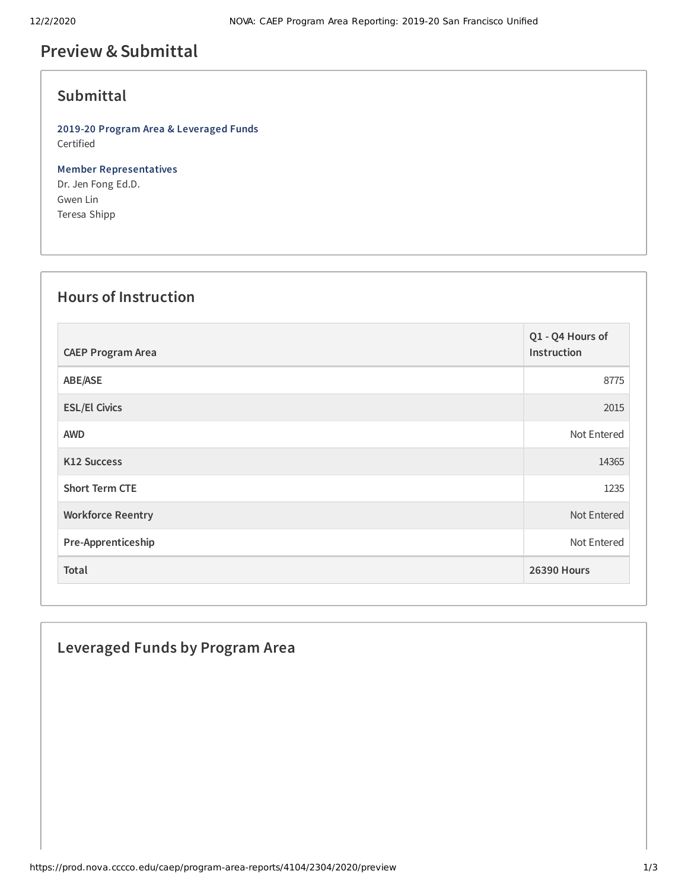# Preview & Submittal

## Submittal

**2019-20 Program Area & Leveraged Funds**
Certified

**Member Representatives**
Dr. Jen Fong Ed.D.
Gwen Lin
Teresa Shipp

## Hours of Instruction

| CAEP Program Area | Q1 - Q4 Hours of Instruction |
|---|---|
| ABE/ASE | 8775 |
| ESL/El Civics | 2015 |
| AWD | Not Entered |
| K12 Success | 14365 |
| Short Term CTE | 1235 |
| Workforce Reentry | Not Entered |
| Pre-Apprenticeship | Not Entered |
| **Total** | **26390 Hours** |

## Leveraged Funds by Program Area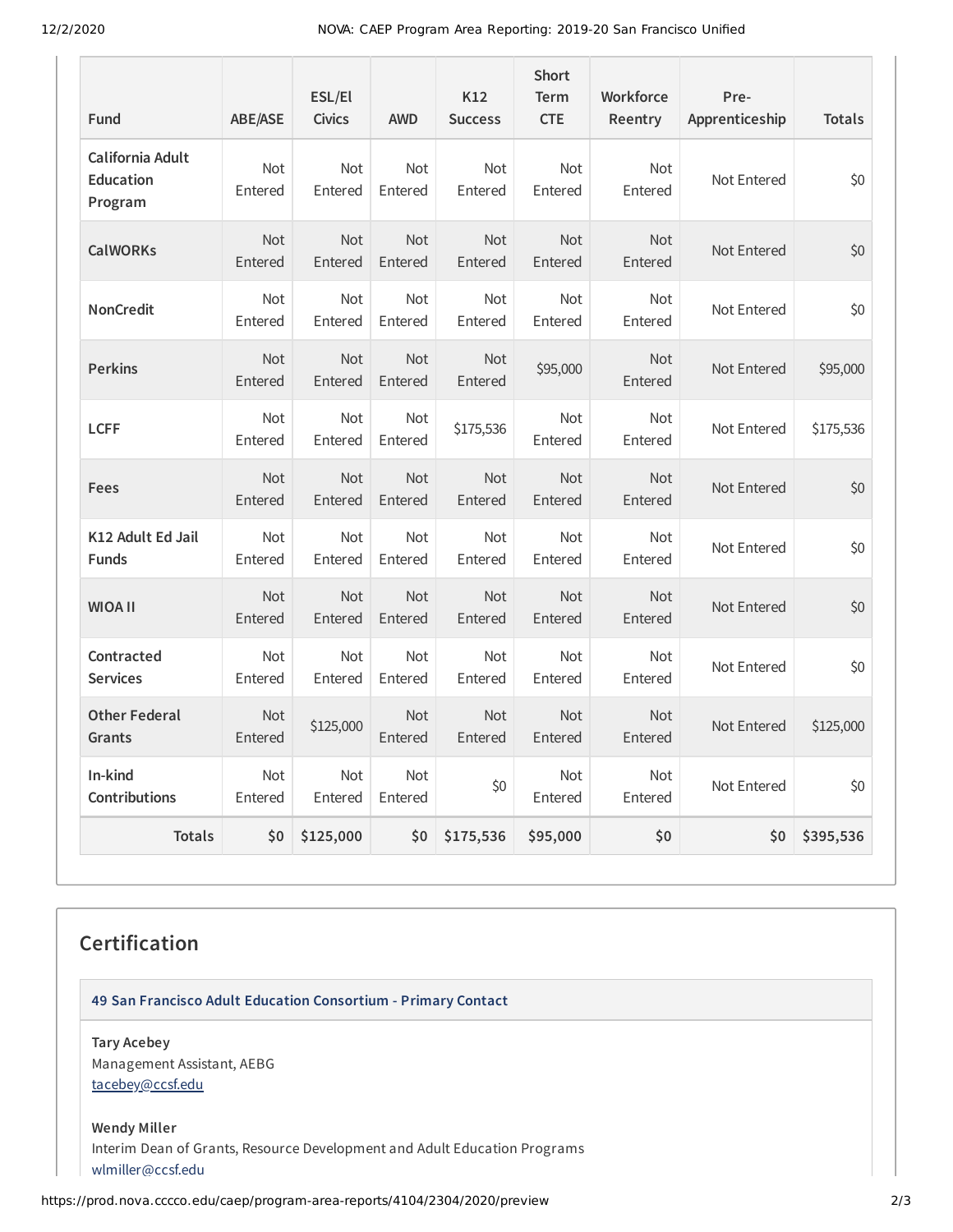| Fund | ABE/ASE | ESL/El Civics | AWD | K12 Success | Short Term CTE | Workforce Reentry | Pre-Apprenticeship | Totals |
|---|---|---|---|---|---|---|---|---|
| California Adult Education Program | Not Entered | Not Entered | Not Entered | Not Entered | Not Entered | Not Entered | Not Entered | $0 |
| CalWORKs | Not Entered | Not Entered | Not Entered | Not Entered | Not Entered | Not Entered | Not Entered | $0 |
| NonCredit | Not Entered | Not Entered | Not Entered | Not Entered | Not Entered | Not Entered | Not Entered | $0 |
| Perkins | Not Entered | Not Entered | Not Entered | Not Entered | $95,000 | Not Entered | Not Entered | $95,000 |
| LCFF | Not Entered | Not Entered | Not Entered | $175,536 | Not Entered | Not Entered | Not Entered | $175,536 |
| Fees | Not Entered | Not Entered | Not Entered | Not Entered | Not Entered | Not Entered | Not Entered | $0 |
| K12 Adult Ed Jail Funds | Not Entered | Not Entered | Not Entered | Not Entered | Not Entered | Not Entered | Not Entered | $0 |
| WIOA II | Not Entered | Not Entered | Not Entered | Not Entered | Not Entered | Not Entered | Not Entered | $0 |
| Contracted Services | Not Entered | Not Entered | Not Entered | Not Entered | Not Entered | Not Entered | Not Entered | $0 |
| Other Federal Grants | Not Entered | $125,000 | Not Entered | Not Entered | Not Entered | Not Entered | Not Entered | $125,000 |
| In-kind Contributions | Not Entered | Not Entered | Not Entered | $0 | Not Entered | Not Entered | Not Entered | $0 |
| **Totals** | **$0** | **$125,000** | **$0** | **$175,536** | **$95,000** | **$0** | **$0** | **$395,536** |

## Certification

**49 San Francisco Adult Education Consortium - Primary Contact**

**Tary Acebey**
Management Assistant, AEBG
tacebey@ccsf.edu

**Wendy Miller**
Interim Dean of Grants, Resource Development and Adult Education Programs
wlmiller@ccsf.edu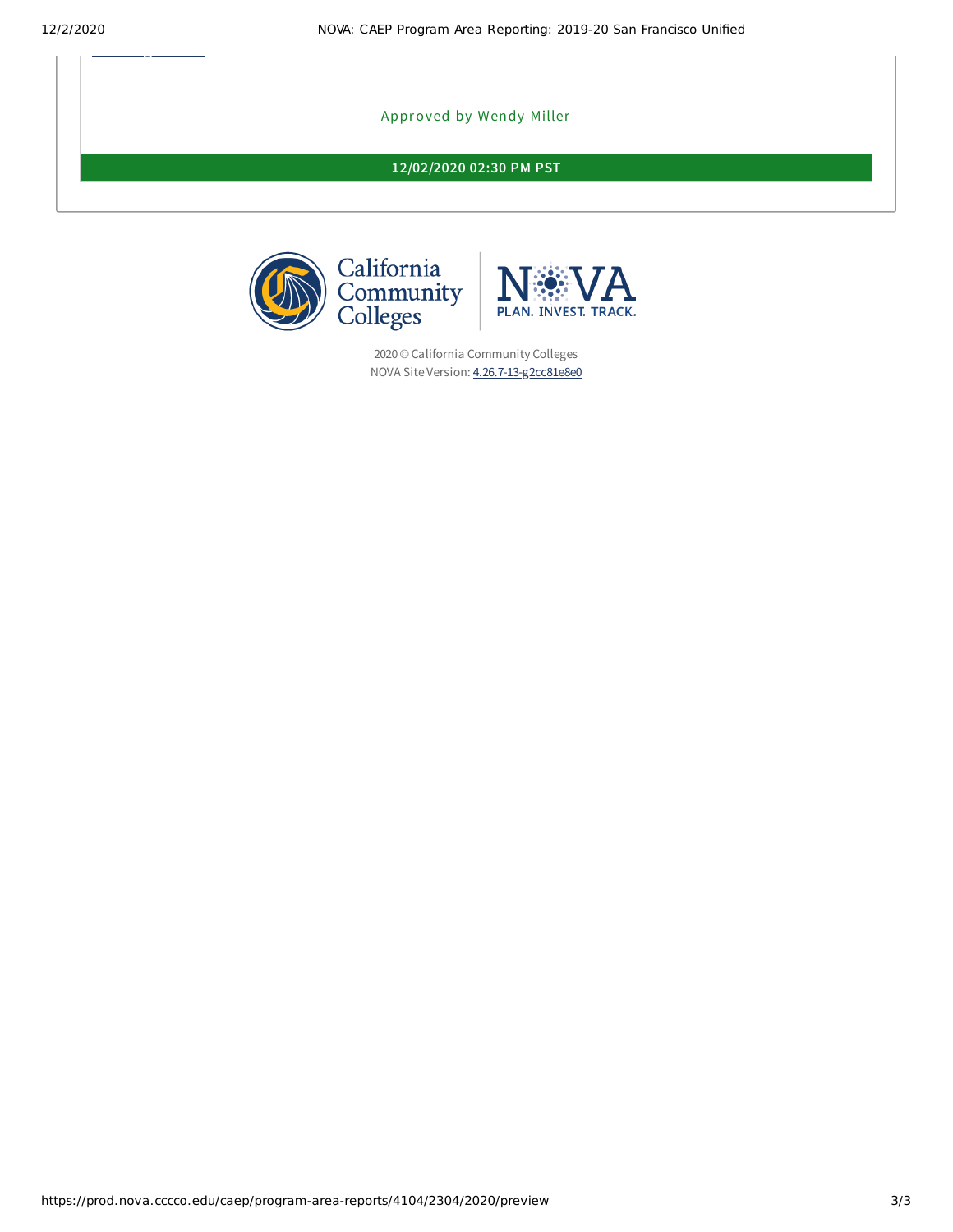Approved by Wendy Miller

**12/02/2020 02:30 PM PST**

2020 © California Community Colleges
NOVA Site Version: 4.26.7-13-g2cc81e8e0